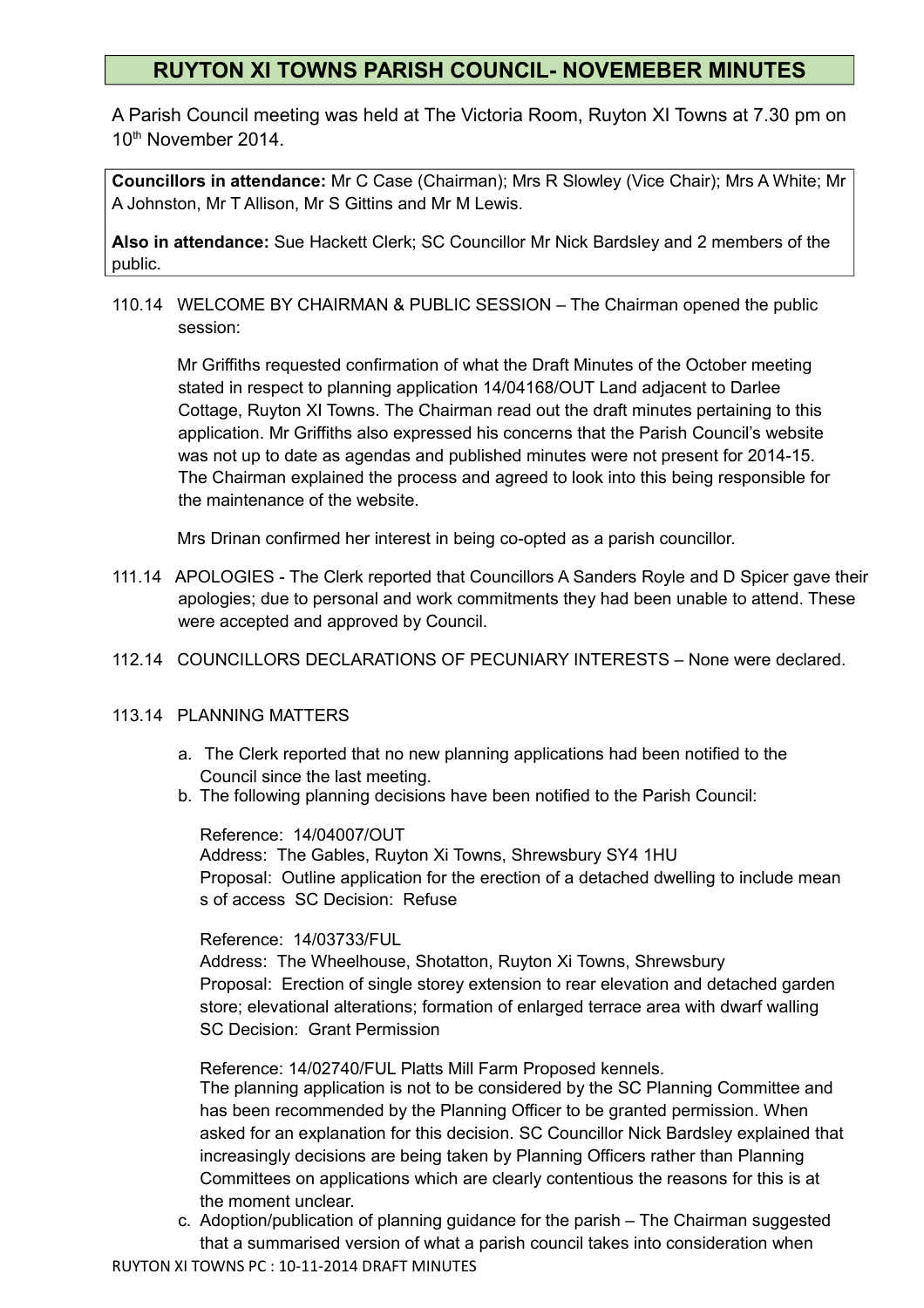# RUYTON XI TOWNS PARISH COUNCIL- NOVEMEBER MINUTES

A Parish Council meeting was held at The Victoria Room, Ruyton XI Towns at 7.30 pm on 10th November 2014.

**Councillors in attendance:** Mr C Case (Chairman); Mrs R Slowley (Vice Chair); Mrs A White; Mr A Johnston, Mr T Allison, Mr S Gittins and Mr M Lewis.

**Also in attendance:** Sue Hackett Clerk; SC Councillor Mr Nick Bardsley and 2 members of the public.

110.14 WELCOME BY CHAIRMAN & PUBLIC SESSION – The Chairman opened the public session:

Mr Griffiths requested confirmation of what the Draft Minutes of the October meeting stated in respect to planning application 14/04168/OUT Land adjacent to Darlee Cottage, Ruyton XI Towns. The Chairman read out the draft minutes pertaining to this application. Mr Griffiths also expressed his concerns that the Parish Council's website was not up to date as agendas and published minutes were not present for 2014-15. The Chairman explained the process and agreed to look into this being responsible for the maintenance of the website.

Mrs Drinan confirmed her interest in being co-opted as a parish councillor.

111.14 APOLOGIES - The Clerk reported that Councillors A Sanders Royle and D Spicer gave their apologies; due to personal and work commitments they had been unable to attend. These were accepted and approved by Council.

112.14 COUNCILLORS DECLARATIONS OF PECUNIARY INTERESTS – None were declared.

113.14 PLANNING MATTERS

a. The Clerk reported that no new planning applications had been notified to the Council since the last meeting.
b. The following planning decisions have been notified to the Parish Council:

Reference: 14/04007/OUT
Address: The Gables, Ruyton Xi Towns, Shrewsbury SY4 1HU
Proposal: Outline application for the erection of a detached dwelling to include mean s of access SC Decision: Refuse

Reference: 14/03733/FUL
Address: The Wheelhouse, Shotatton, Ruyton Xi Towns, Shrewsbury
Proposal: Erection of single storey extension to rear elevation and detached garden store; elevational alterations; formation of enlarged terrace area with dwarf walling
SC Decision: Grant Permission

Reference: 14/02740/FUL Platts Mill Farm Proposed kennels.
The planning application is not to be considered by the SC Planning Committee and has been recommended by the Planning Officer to be granted permission. When asked for an explanation for this decision. SC Councillor Nick Bardsley explained that increasingly decisions are being taken by Planning Officers rather than Planning Committees on applications which are clearly contentious the reasons for this is at the moment unclear.

c. Adoption/publication of planning guidance for the parish – The Chairman suggested that a summarised version of what a parish council takes into consideration when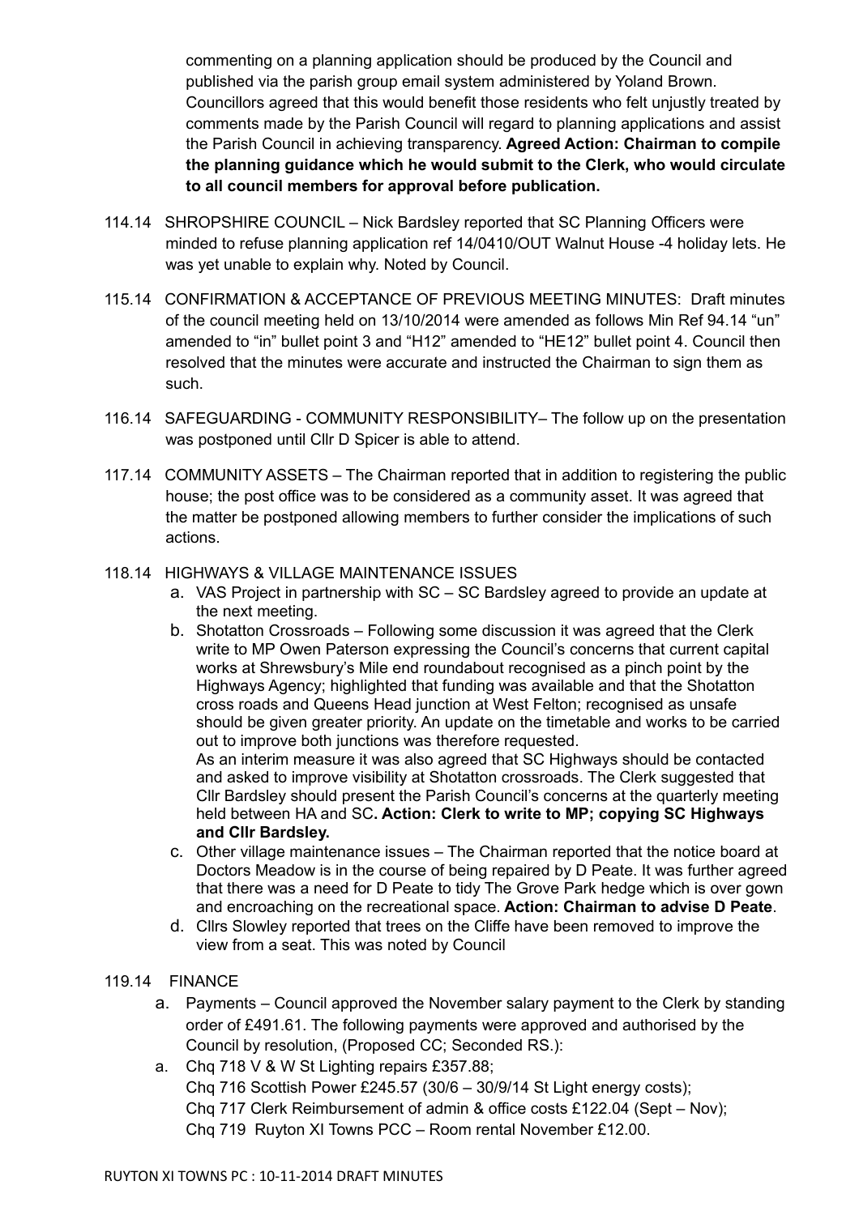commenting on a planning application should be produced by the Council and published via the parish group email system administered by Yoland Brown. Councillors agreed that this would benefit those residents who felt unjustly treated by comments made by the Parish Council will regard to planning applications and assist the Parish Council in achieving transparency. **Agreed Action: Chairman to compile the planning guidance which he would submit to the Clerk, who would circulate to all council members for approval before publication.**

114.14 SHROPSHIRE COUNCIL – Nick Bardsley reported that SC Planning Officers were minded to refuse planning application ref 14/0410/OUT Walnut House -4 holiday lets. He was yet unable to explain why. Noted by Council.

115.14 CONFIRMATION & ACCEPTANCE OF PREVIOUS MEETING MINUTES: Draft minutes of the council meeting held on 13/10/2014 were amended as follows Min Ref 94.14 "un" amended to "in" bullet point 3 and "H12" amended to "HE12" bullet point 4. Council then resolved that the minutes were accurate and instructed the Chairman to sign them as such.

116.14 SAFEGUARDING - COMMUNITY RESPONSIBILITY– The follow up on the presentation was postponed until Cllr D Spicer is able to attend.

117.14 COMMUNITY ASSETS – The Chairman reported that in addition to registering the public house; the post office was to be considered as a community asset. It was agreed that the matter be postponed allowing members to further consider the implications of such actions.

118.14 HIGHWAYS & VILLAGE MAINTENANCE ISSUES

a. VAS Project in partnership with SC – SC Bardsley agreed to provide an update at the next meeting.
b. Shotatton Crossroads – Following some discussion it was agreed that the Clerk write to MP Owen Paterson expressing the Council's concerns that current capital works at Shrewsbury's Mile end roundabout recognised as a pinch point by the Highways Agency; highlighted that funding was available and that the Shotatton cross roads and Queens Head junction at West Felton; recognised as unsafe should be given greater priority. An update on the timetable and works to be carried out to improve both junctions was therefore requested.
   As an interim measure it was also agreed that SC Highways should be contacted and asked to improve visibility at Shotatton crossroads. The Clerk suggested that Cllr Bardsley should present the Parish Council's concerns at the quarterly meeting held between HA and SC**. Action: Clerk to write to MP; copying SC Highways and Cllr Bardsley.**
c. Other village maintenance issues – The Chairman reported that the notice board at Doctors Meadow is in the course of being repaired by D Peate. It was further agreed that there was a need for D Peate to tidy The Grove Park hedge which is over gown and encroaching on the recreational space. **Action: Chairman to advise D Peate**.
d. Cllrs Slowley reported that trees on the Cliffe have been removed to improve the view from a seat. This was noted by Council

119.14 FINANCE

a. Payments – Council approved the November salary payment to the Clerk by standing order of £491.61. The following payments were approved and authorised by the Council by resolution, (Proposed CC; Seconded RS.):
a. Chq 718 V & W St Lighting repairs £357.88;
   Chq 716 Scottish Power £245.57 (30/6 – 30/9/14 St Light energy costs);
   Chq 717 Clerk Reimbursement of admin & office costs £122.04 (Sept – Nov);
   Chq 719 Ruyton XI Towns PCC – Room rental November £12.00.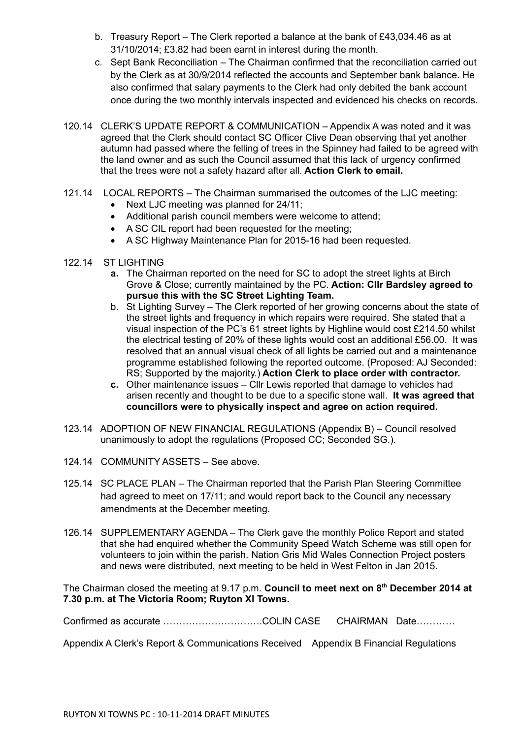b. Treasury Report – The Clerk reported a balance at the bank of £43,034.46 as at 31/10/2014; £3.82 had been earnt in interest during the month.

c. Sept Bank Reconciliation – The Chairman confirmed that the reconciliation carried out by the Clerk as at 30/9/2014 reflected the accounts and September bank balance. He also confirmed that salary payments to the Clerk had only debited the bank account once during the two monthly intervals inspected and evidenced his checks on records.

120.14 CLERK'S UPDATE REPORT & COMMUNICATION – Appendix A was noted and it was agreed that the Clerk should contact SC Officer Clive Dean observing that yet another autumn had passed where the felling of trees in the Spinney had failed to be agreed with the land owner and as such the Council assumed that this lack of urgency confirmed that the trees were not a safety hazard after all. **Action Clerk to email.**

121.14 LOCAL REPORTS – The Chairman summarised the outcomes of the LJC meeting:

- Next LJC meeting was planned for 24/11;
- Additional parish council members were welcome to attend;
- A SC CIL report had been requested for the meeting;
- A SC Highway Maintenance Plan for 2015-16 had been requested.

122.14 ST LIGHTING

**a.** The Chairman reported on the need for SC to adopt the street lights at Birch Grove & Close; currently maintained by the PC. **Action: Cllr Bardsley agreed to pursue this with the SC Street Lighting Team.**

b. St Lighting Survey – The Clerk reported of her growing concerns about the state of the street lights and frequency in which repairs were required. She stated that a visual inspection of the PC's 61 street lights by Highline would cost £214.50 whilst the electrical testing of 20% of these lights would cost an additional £56.00. It was resolved that an annual visual check of all lights be carried out and a maintenance programme established following the reported outcome. (Proposed: AJ Seconded: RS; Supported by the majority.) **Action Clerk to place order with contractor.**

**c.** Other maintenance issues – Cllr Lewis reported that damage to vehicles had arisen recently and thought to be due to a specific stone wall. **It was agreed that councillors were to physically inspect and agree on action required.**

123.14 ADOPTION OF NEW FINANCIAL REGULATIONS (Appendix B) – Council resolved unanimously to adopt the regulations (Proposed CC; Seconded SG.).

124.14 COMMUNITY ASSETS – See above.

125.14 SC PLACE PLAN – The Chairman reported that the Parish Plan Steering Committee had agreed to meet on 17/11; and would report back to the Council any necessary amendments at the December meeting.

126.14 SUPPLEMENTARY AGENDA – The Clerk gave the monthly Police Report and stated that she had enquired whether the Community Speed Watch Scheme was still open for volunteers to join within the parish. Nation Gris Mid Wales Connection Project posters and news were distributed, next meeting to be held in West Felton in Jan 2015.

The Chairman closed the meeting at 9.17 p.m. **Council to meet next on 8th December 2014 at 7.30 p.m. at The Victoria Room; Ruyton XI Towns.**

Confirmed as accurate ………………………….COLIN CASE CHAIRMAN Date…………

Appendix A Clerk's Report & Communications Received Appendix B Financial Regulations